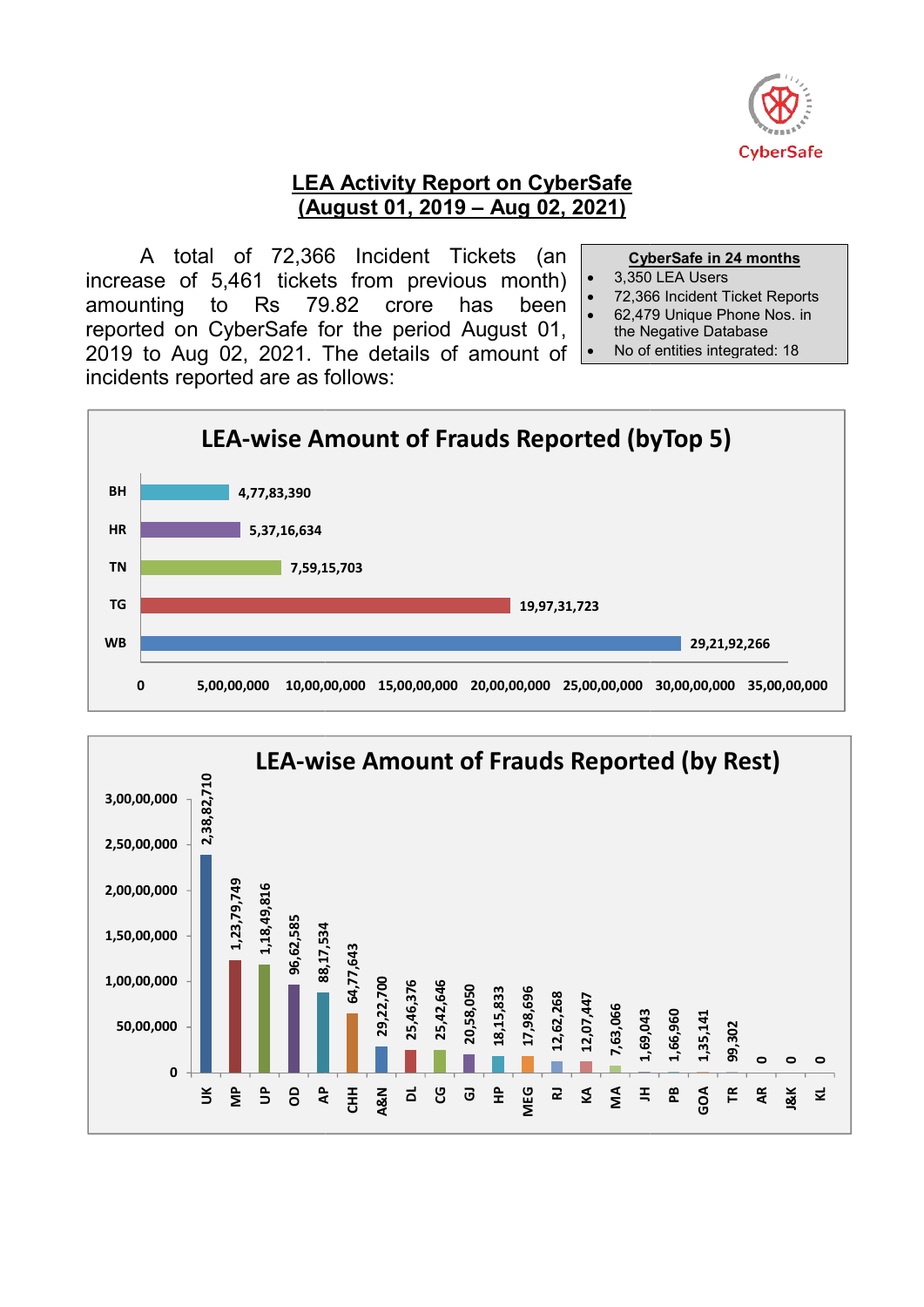CyberSafe

# LEA Activity Report on CyberSafe
## (August 01, 2019 – Aug 02, 2021)

A total of 72,366 Incident Tickets (an increase of 5,461 tickets from previous month) amounting to Rs 79.82 crore has been reported on CyberSafe for the period August 01, 2019 to Aug 02, 2021. The details of amount of incidents reported are as follows:

**CyberSafe in 24 months**

- 3,350 LEA Users
- 72,366 Incident Ticket Reports
- 62,479 Unique Phone Nos. in the Negative Database
- No of entities integrated: 18

**LEA-wise Amount of Frauds Reported (byTop 5)**

| LEA | Amount |
|---|---|
| BH | 4,77,83,390 |
| HR | 5,37,16,634 |
| TN | 7,59,15,703 |
| TG | 19,97,31,723 |
| WB | 29,21,92,266 |

**LEA-wise Amount of Frauds Reported (by Rest)**

| LEA | Amount |
|---|---|
| UK | 2,38,82,710 |
| MP | 1,23,79,749 |
| UP | 1,18,49,816 |
| OD | 96,62,585 |
| AP | 88,17,534 |
| CHH | 64,77,643 |
| A&N | 29,22,700 |
| DL | 25,46,376 |
| CG | 25,42,646 |
| GJ | 20,58,050 |
| HP | 18,15,833 |
| MEG | 17,98,696 |
| RJ | 12,62,268 |
| KA | 12,07,447 |
| MA | 7,63,066 |
| JH | 1,69,043 |
| PB | 1,66,960 |
| GOA | 1,35,141 |
| TR | 99,302 |
| AR | 0 |
| J&K | 0 |
| KL | 0 |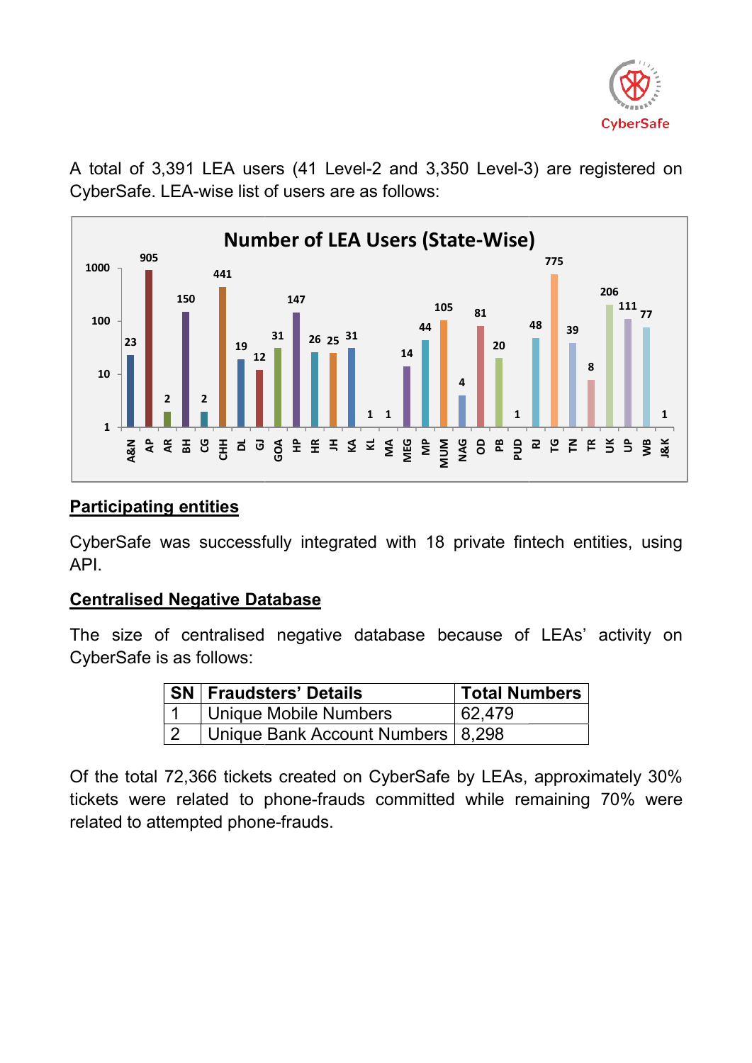A total of 3,391 LEA users (41 Level-2 and 3,350 Level-3) are registered on CyberSafe. LEA-wise list of users are as follows:

**Number of LEA Users (State-Wise)**

| State | Users |
|---|---|
| A&N | 23 |
| AP | 905 |
| AR | 2 |
| BH | 150 |
| CG | 2 |
| CHH | 441 |
| DL | 19 |
| GJ | 12 |
| GOA | 31 |
| HP | 147 |
| HR | 26 |
| JH | 25 |
| KA | 31 |
| KL | 1 |
| MA | 1 |
| MEG | 14 |
| MP | 44 |
| MUM | 105 |
| NAG | 4 |
| OD | 81 |
| PB | 20 |
| PUD | 1 |
| RJ | 48 |
| TG | 775 |
| TN | 39 |
| TR | 8 |
| UK | 206 |
| UP | 111 |
| WB | 77 |
| J&K | 1 |

## Participating entities

CyberSafe was successfully integrated with 18 private fintech entities, using API.

## Centralised Negative Database

The size of centralised negative database because of LEAs' activity on CyberSafe is as follows:

| SN | Fraudsters' Details | Total Numbers |
|---|---|---|
| 1 | Unique Mobile Numbers | 62,479 |
| 2 | Unique Bank Account Numbers | 8,298 |

Of the total 72,366 tickets created on CyberSafe by LEAs, approximately 30% tickets were related to phone-frauds committed while remaining 70% were related to attempted phone-frauds.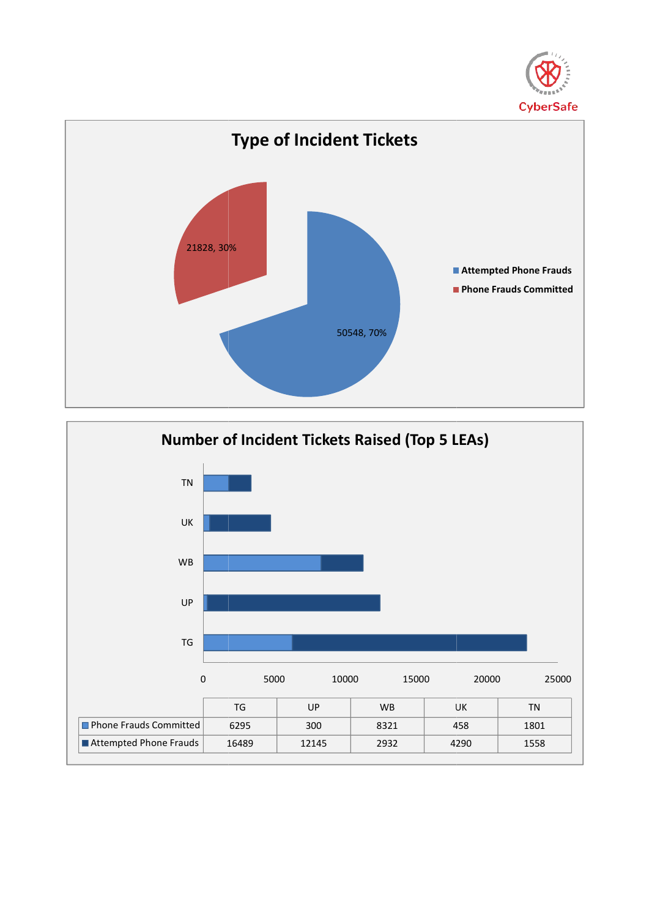## Type of Incident Tickets

- Attempted Phone Frauds: 50548, 70%
- Phone Frauds Committed: 21828, 30%

## Number of Incident Tickets Raised (Top 5 LEAs)

| | TG | UP | WB | UK | TN |
|---|---|---|---|---|---|
| Phone Frauds Committed | 6295 | 300 | 8321 | 458 | 1801 |
| Attempted Phone Frauds | 16489 | 12145 | 2932 | 4290 | 1558 |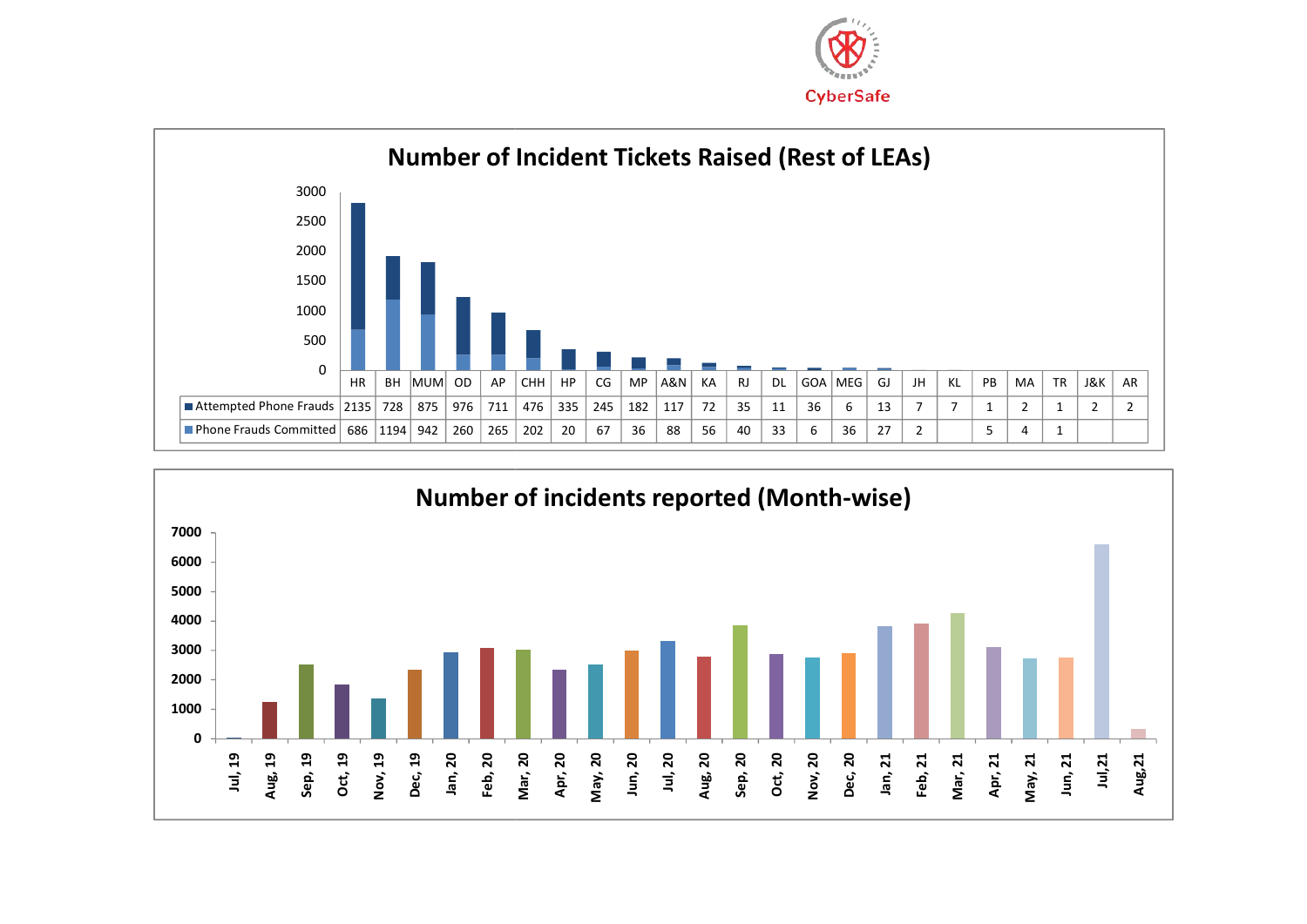CyberSafe

## Number of Incident Tickets Raised (Rest of LEAs)

| | HR | BH | MUM | OD | AP | CHH | HP | CG | MP | A&N | KA | RJ | DL | GOA | MEG | GJ | JH | KL | PB | MA | TR | J&K | AR |
|---|---|---|---|---|---|---|---|---|---|---|---|---|---|---|---|---|---|---|---|---|---|---|---|
| Attempted Phone Frauds | 2135 | 728 | 875 | 976 | 711 | 476 | 335 | 245 | 182 | 117 | 72 | 35 | 11 | 36 | 6 | 13 | 7 | 7 | 1 | 2 | 1 | 2 | 2 |
| Phone Frauds Committed | 686 | 1194 | 942 | 260 | 265 | 202 | 20 | 67 | 36 | 88 | 56 | 40 | 33 | 6 | 36 | 27 | 2 | | 5 | 4 | 1 | | |

## Number of incidents reported (Month-wise)

Months: Jul, 19; Aug, 19; Sep, 19; Oct, 19; Nov, 19; Dec, 19; Jan, 20; Feb, 20; Mar, 20; Apr, 20; May, 20; Jun, 20; Jul, 20; Aug, 20; Sep, 20; Oct, 20; Nov, 20; Dec, 20; Jan, 21; Feb, 21; Mar, 21; Apr, 21; May, 21; Jun, 21; Jul,21; Aug,21

Y-axis: 0, 1000, 2000, 3000, 4000, 5000, 6000, 7000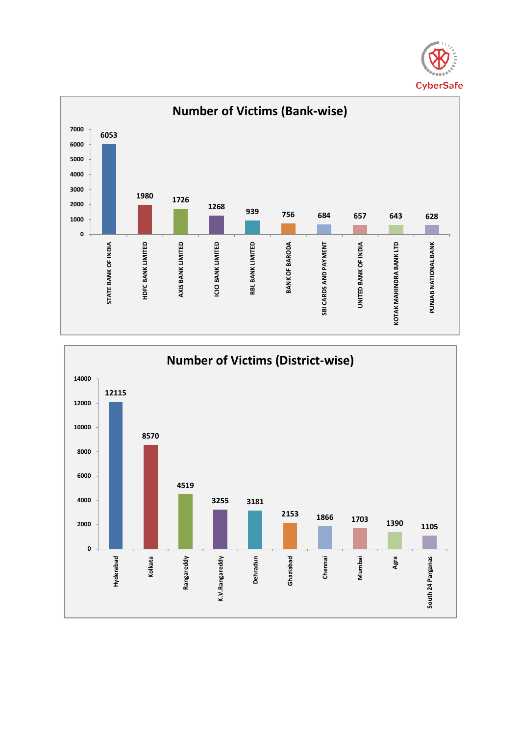## Number of Victims (Bank-wise)

| Bank | Number of Victims |
| --- | --- |
| STATE BANK OF INDIA | 6053 |
| HDFC BANK LIMITED | 1980 |
| AXIS BANK LIMITED | 1726 |
| ICICI BANK LIMITED | 1268 |
| RBL BANK LIMITED | 939 |
| BANK OF BARODA | 756 |
| SBI CARDS AND PAYMENT | 684 |
| UNITED BANK OF INDIA | 657 |
| KOTAK MAHINDRA BANK LTD | 643 |
| PUNJAB NATIONAL BANK | 628 |

## Number of Victims (District-wise)

| District | Number of Victims |
| --- | --- |
| Hyderabad | 12115 |
| Kolkata | 8570 |
| Rangareddy | 4519 |
| K.V.Rangareddy | 3255 |
| Dehradun | 3181 |
| Ghaziabad | 2153 |
| Chennai | 1866 |
| Mumbai | 1703 |
| Agra | 1390 |
| South 24 Parganas | 1105 |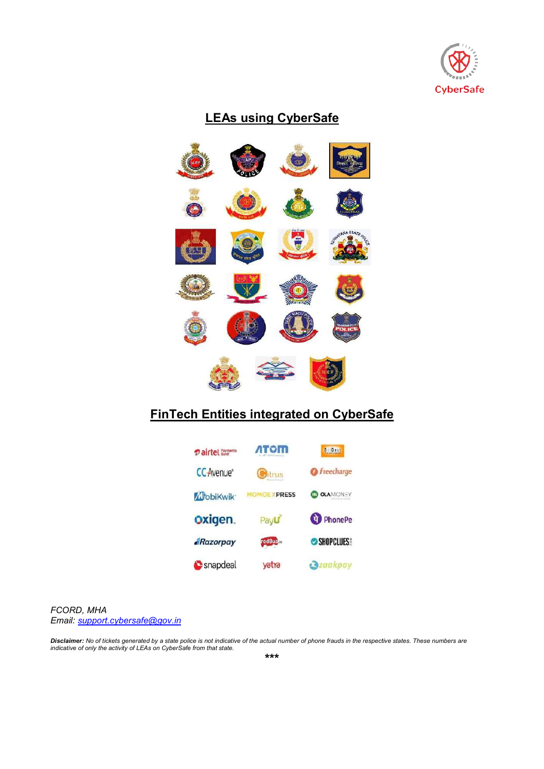## LEAs using CyberSafe

## FinTech Entities integrated on CyberSafe

airtel Payments Bank | ATOM | BillDesk
CCAvenue | Citrus | freecharge
MobiKwik | MOMOEXPRESS | OLAMONEY
oxigen | PayU | PhonePe
Razorpay | redBus.in | SHOPCLUES
snapdeal | yatra | zaakpay

*FCORD, MHA*
*Email: support.cybersafe@gov.in*

***Disclaimer:*** *No of tickets generated by a state police is not indicative of the actual number of phone frauds in the respective states. These numbers are indicative of only the activity of LEAs on CyberSafe from that state.*

\*\*\*